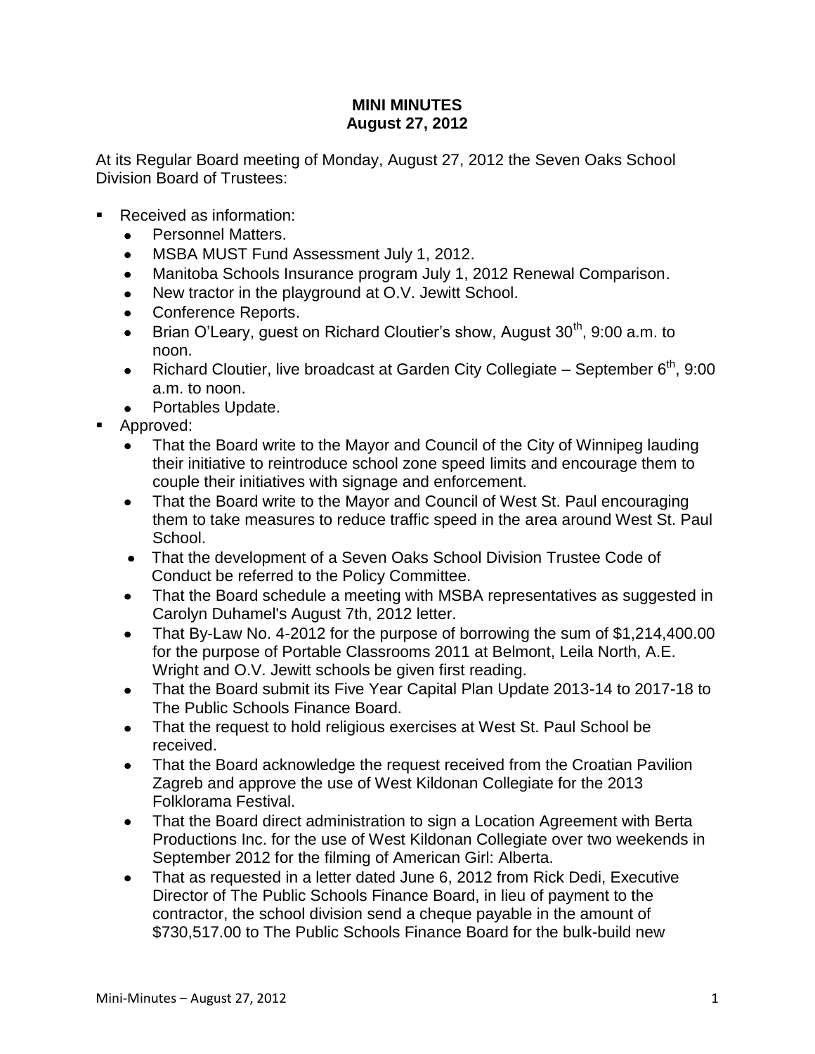**MINI MINUTES**
**August 27, 2012**

At its Regular Board meeting of Monday, August 27, 2012 the Seven Oaks School Division Board of Trustees:

- Received as information:
  - Personnel Matters.
  - MSBA MUST Fund Assessment July 1, 2012.
  - Manitoba Schools Insurance program July 1, 2012 Renewal Comparison.
  - New tractor in the playground at O.V. Jewitt School.
  - Conference Reports.
  - Brian O'Leary, guest on Richard Cloutier's show, August 30th, 9:00 a.m. to noon.
  - Richard Cloutier, live broadcast at Garden City Collegiate – September 6th, 9:00 a.m. to noon.
  - Portables Update.
- Approved:
  - That the Board write to the Mayor and Council of the City of Winnipeg lauding their initiative to reintroduce school zone speed limits and encourage them to couple their initiatives with signage and enforcement.
  - That the Board write to the Mayor and Council of West St. Paul encouraging them to take measures to reduce traffic speed in the area around West St. Paul School.
  - That the development of a Seven Oaks School Division Trustee Code of Conduct be referred to the Policy Committee.
  - That the Board schedule a meeting with MSBA representatives as suggested in Carolyn Duhamel's August 7th, 2012 letter.
  - That By-Law No. 4-2012 for the purpose of borrowing the sum of $1,214,400.00 for the purpose of Portable Classrooms 2011 at Belmont, Leila North, A.E. Wright and O.V. Jewitt schools be given first reading.
  - That the Board submit its Five Year Capital Plan Update 2013-14 to 2017-18 to The Public Schools Finance Board.
  - That the request to hold religious exercises at West St. Paul School be received.
  - That the Board acknowledge the request received from the Croatian Pavilion Zagreb and approve the use of West Kildonan Collegiate for the 2013 Folklorama Festival.
  - That the Board direct administration to sign a Location Agreement with Berta Productions Inc. for the use of West Kildonan Collegiate over two weekends in September 2012 for the filming of American Girl: Alberta.
  - That as requested in a letter dated June 6, 2012 from Rick Dedi, Executive Director of The Public Schools Finance Board, in lieu of payment to the contractor, the school division send a cheque payable in the amount of $730,517.00 to The Public Schools Finance Board for the bulk-build new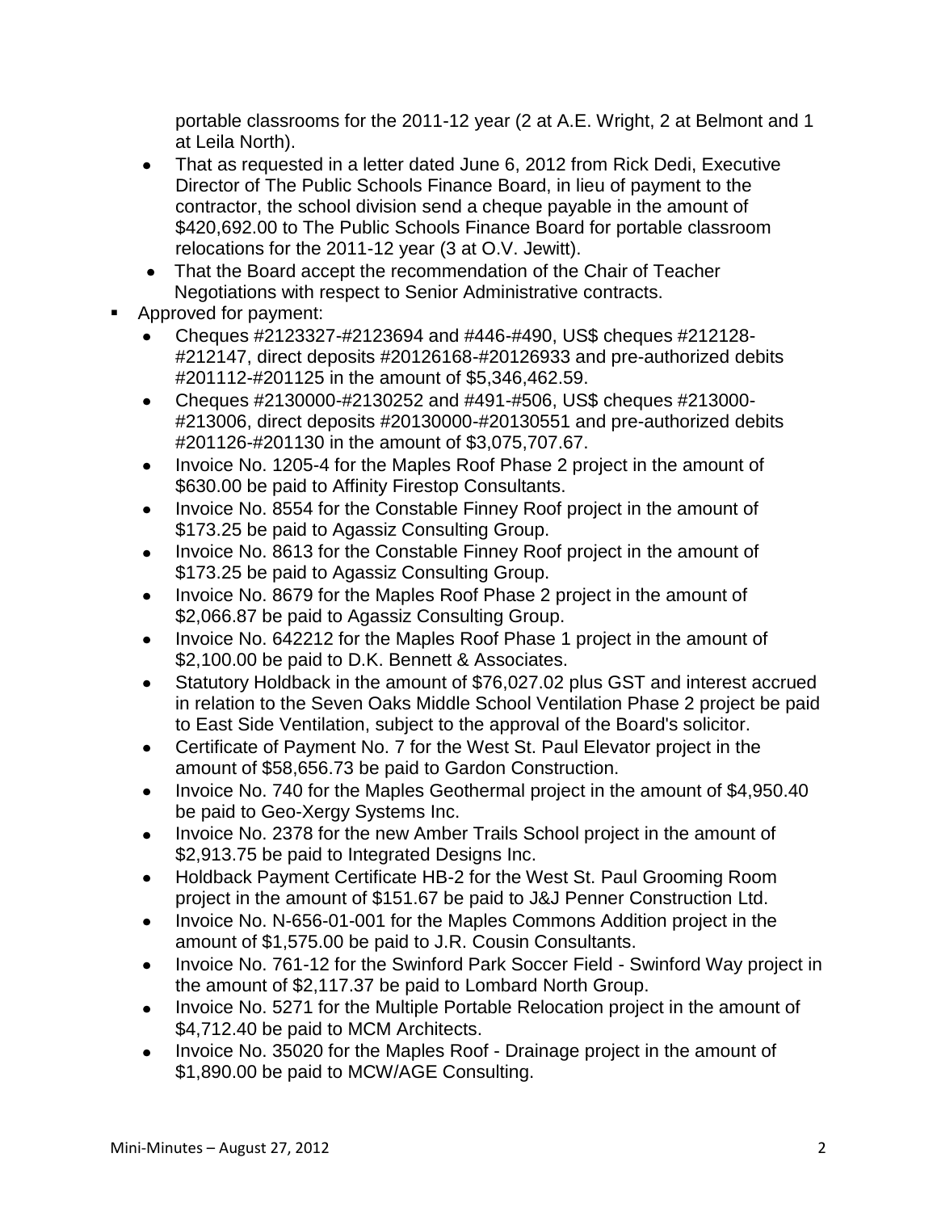portable classrooms for the 2011-12 year (2 at A.E. Wright, 2 at Belmont and 1 at Leila North).

- That as requested in a letter dated June 6, 2012 from Rick Dedi, Executive Director of The Public Schools Finance Board, in lieu of payment to the contractor, the school division send a cheque payable in the amount of $420,692.00 to The Public Schools Finance Board for portable classroom relocations for the 2011-12 year (3 at O.V. Jewitt).
- That the Board accept the recommendation of the Chair of Teacher Negotiations with respect to Senior Administrative contracts.

- Approved for payment:
  - Cheques #2123327-#2123694 and #446-#490, US$ cheques #212128-#212147, direct deposits #20126168-#20126933 and pre-authorized debits #201112-#201125 in the amount of $5,346,462.59.
  - Cheques #2130000-#2130252 and #491-#506, US$ cheques #213000-#213006, direct deposits #20130000-#20130551 and pre-authorized debits #201126-#201130 in the amount of $3,075,707.67.
  - Invoice No. 1205-4 for the Maples Roof Phase 2 project in the amount of $630.00 be paid to Affinity Firestop Consultants.
  - Invoice No. 8554 for the Constable Finney Roof project in the amount of $173.25 be paid to Agassiz Consulting Group.
  - Invoice No. 8613 for the Constable Finney Roof project in the amount of $173.25 be paid to Agassiz Consulting Group.
  - Invoice No. 8679 for the Maples Roof Phase 2 project in the amount of $2,066.87 be paid to Agassiz Consulting Group.
  - Invoice No. 642212 for the Maples Roof Phase 1 project in the amount of $2,100.00 be paid to D.K. Bennett & Associates.
  - Statutory Holdback in the amount of $76,027.02 plus GST and interest accrued in relation to the Seven Oaks Middle School Ventilation Phase 2 project be paid to East Side Ventilation, subject to the approval of the Board's solicitor.
  - Certificate of Payment No. 7 for the West St. Paul Elevator project in the amount of $58,656.73 be paid to Gardon Construction.
  - Invoice No. 740 for the Maples Geothermal project in the amount of $4,950.40 be paid to Geo-Xergy Systems Inc.
  - Invoice No. 2378 for the new Amber Trails School project in the amount of $2,913.75 be paid to Integrated Designs Inc.
  - Holdback Payment Certificate HB-2 for the West St. Paul Grooming Room project in the amount of $151.67 be paid to J&J Penner Construction Ltd.
  - Invoice No. N-656-01-001 for the Maples Commons Addition project in the amount of $1,575.00 be paid to J.R. Cousin Consultants.
  - Invoice No. 761-12 for the Swinford Park Soccer Field - Swinford Way project in the amount of $2,117.37 be paid to Lombard North Group.
  - Invoice No. 5271 for the Multiple Portable Relocation project in the amount of $4,712.40 be paid to MCM Architects.
  - Invoice No. 35020 for the Maples Roof - Drainage project in the amount of $1,890.00 be paid to MCW/AGE Consulting.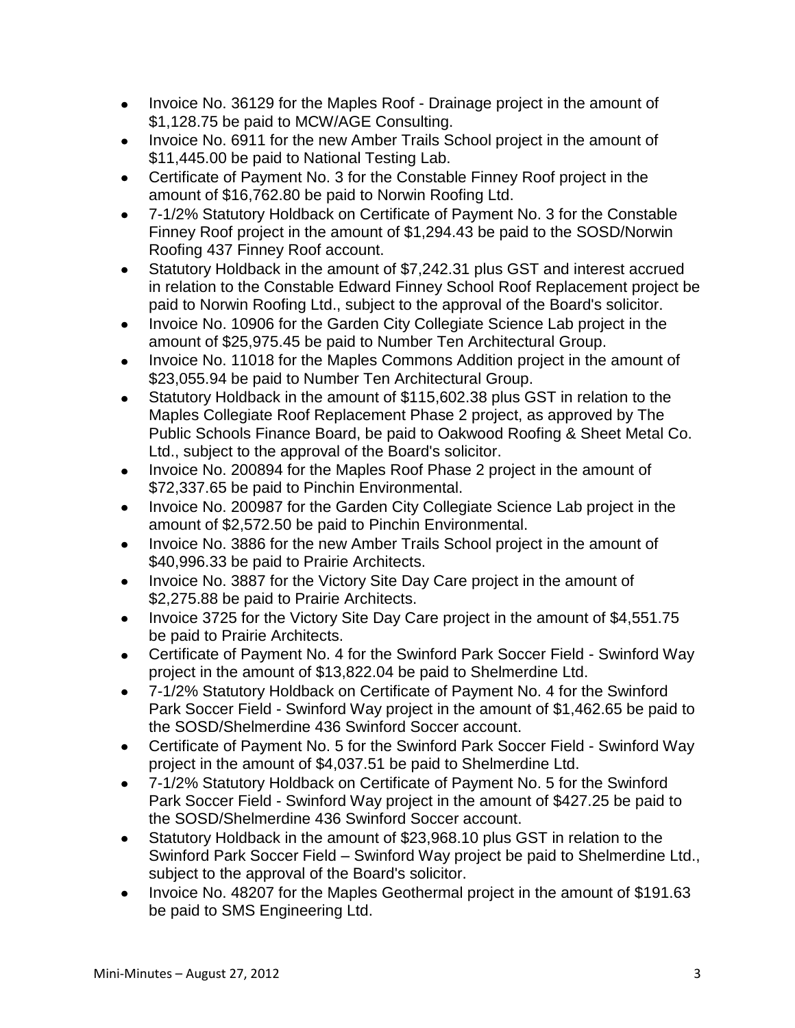- Invoice No. 36129 for the Maples Roof - Drainage project in the amount of $1,128.75 be paid to MCW/AGE Consulting.
- Invoice No. 6911 for the new Amber Trails School project in the amount of $11,445.00 be paid to National Testing Lab.
- Certificate of Payment No. 3 for the Constable Finney Roof project in the amount of $16,762.80 be paid to Norwin Roofing Ltd.
- 7-1/2% Statutory Holdback on Certificate of Payment No. 3 for the Constable Finney Roof project in the amount of $1,294.43 be paid to the SOSD/Norwin Roofing 437 Finney Roof account.
- Statutory Holdback in the amount of $7,242.31 plus GST and interest accrued in relation to the Constable Edward Finney School Roof Replacement project be paid to Norwin Roofing Ltd., subject to the approval of the Board's solicitor.
- Invoice No. 10906 for the Garden City Collegiate Science Lab project in the amount of $25,975.45 be paid to Number Ten Architectural Group.
- Invoice No. 11018 for the Maples Commons Addition project in the amount of $23,055.94 be paid to Number Ten Architectural Group.
- Statutory Holdback in the amount of $115,602.38 plus GST in relation to the Maples Collegiate Roof Replacement Phase 2 project, as approved by The Public Schools Finance Board, be paid to Oakwood Roofing & Sheet Metal Co. Ltd., subject to the approval of the Board's solicitor.
- Invoice No. 200894 for the Maples Roof Phase 2 project in the amount of $72,337.65 be paid to Pinchin Environmental.
- Invoice No. 200987 for the Garden City Collegiate Science Lab project in the amount of $2,572.50 be paid to Pinchin Environmental.
- Invoice No. 3886 for the new Amber Trails School project in the amount of $40,996.33 be paid to Prairie Architects.
- Invoice No. 3887 for the Victory Site Day Care project in the amount of $2,275.88 be paid to Prairie Architects.
- Invoice 3725 for the Victory Site Day Care project in the amount of $4,551.75 be paid to Prairie Architects.
- Certificate of Payment No. 4 for the Swinford Park Soccer Field - Swinford Way project in the amount of $13,822.04 be paid to Shelmerdine Ltd.
- 7-1/2% Statutory Holdback on Certificate of Payment No. 4 for the Swinford Park Soccer Field - Swinford Way project in the amount of $1,462.65 be paid to the SOSD/Shelmerdine 436 Swinford Soccer account.
- Certificate of Payment No. 5 for the Swinford Park Soccer Field - Swinford Way project in the amount of $4,037.51 be paid to Shelmerdine Ltd.
- 7-1/2% Statutory Holdback on Certificate of Payment No. 5 for the Swinford Park Soccer Field - Swinford Way project in the amount of $427.25 be paid to the SOSD/Shelmerdine 436 Swinford Soccer account.
- Statutory Holdback in the amount of $23,968.10 plus GST in relation to the Swinford Park Soccer Field – Swinford Way project be paid to Shelmerdine Ltd., subject to the approval of the Board's solicitor.
- Invoice No. 48207 for the Maples Geothermal project in the amount of $191.63 be paid to SMS Engineering Ltd.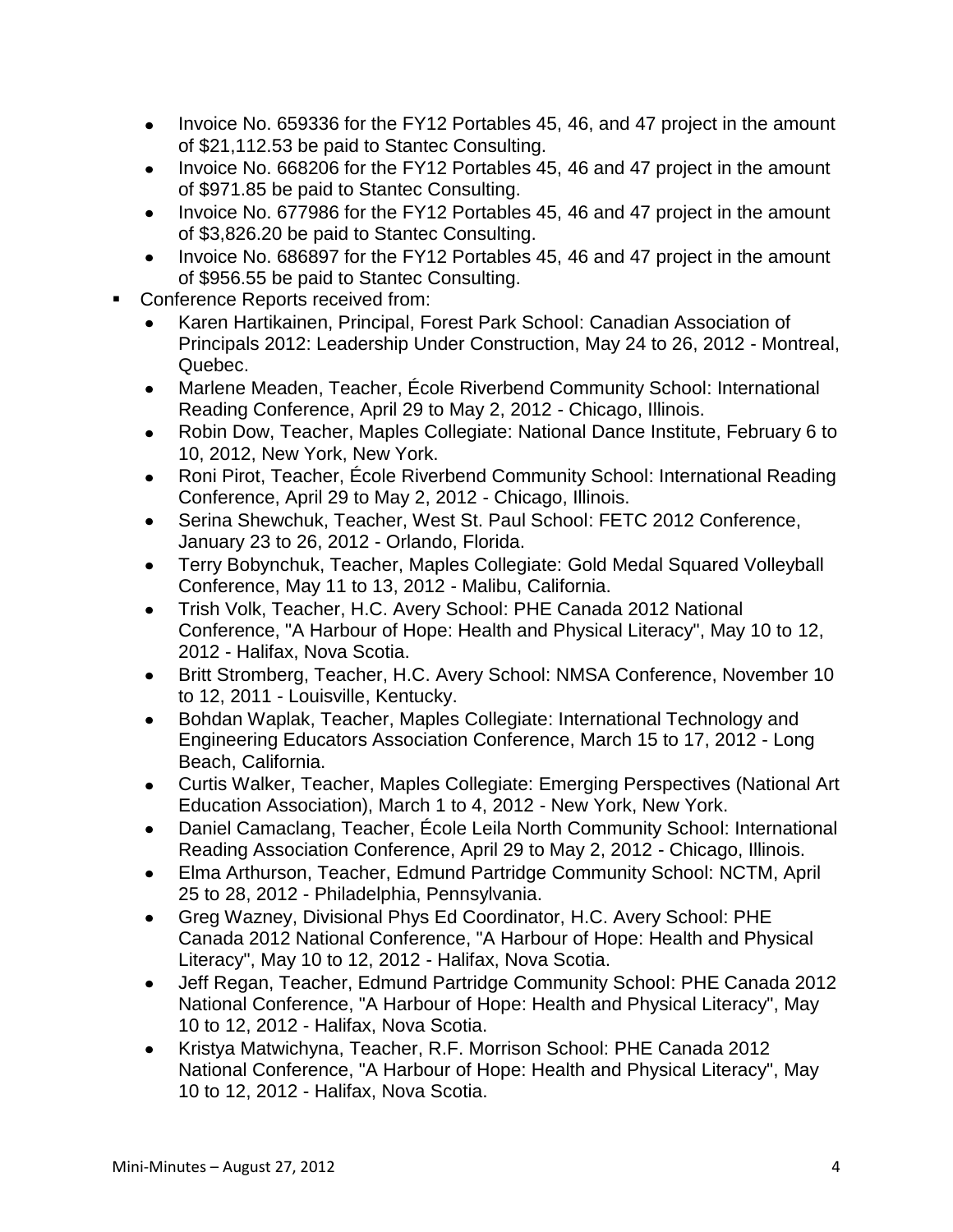- Invoice No. 659336 for the FY12 Portables 45, 46, and 47 project in the amount of $21,112.53 be paid to Stantec Consulting.
- Invoice No. 668206 for the FY12 Portables 45, 46 and 47 project in the amount of $971.85 be paid to Stantec Consulting.
- Invoice No. 677986 for the FY12 Portables 45, 46 and 47 project in the amount of $3,826.20 be paid to Stantec Consulting.
- Invoice No. 686897 for the FY12 Portables 45, 46 and 47 project in the amount of $956.55 be paid to Stantec Consulting.

- Conference Reports received from:
  - Karen Hartikainen, Principal, Forest Park School: Canadian Association of Principals 2012: Leadership Under Construction, May 24 to 26, 2012 - Montreal, Quebec.
  - Marlene Meaden, Teacher, École Riverbend Community School: International Reading Conference, April 29 to May 2, 2012 - Chicago, Illinois.
  - Robin Dow, Teacher, Maples Collegiate: National Dance Institute, February 6 to 10, 2012, New York, New York.
  - Roni Pirot, Teacher, École Riverbend Community School: International Reading Conference, April 29 to May 2, 2012 - Chicago, Illinois.
  - Serina Shewchuk, Teacher, West St. Paul School: FETC 2012 Conference, January 23 to 26, 2012 - Orlando, Florida.
  - Terry Bobynchuk, Teacher, Maples Collegiate: Gold Medal Squared Volleyball Conference, May 11 to 13, 2012 - Malibu, California.
  - Trish Volk, Teacher, H.C. Avery School: PHE Canada 2012 National Conference, "A Harbour of Hope: Health and Physical Literacy", May 10 to 12, 2012 - Halifax, Nova Scotia.
  - Britt Stromberg, Teacher, H.C. Avery School: NMSA Conference, November 10 to 12, 2011 - Louisville, Kentucky.
  - Bohdan Waplak, Teacher, Maples Collegiate: International Technology and Engineering Educators Association Conference, March 15 to 17, 2012 - Long Beach, California.
  - Curtis Walker, Teacher, Maples Collegiate: Emerging Perspectives (National Art Education Association), March 1 to 4, 2012 - New York, New York.
  - Daniel Camaclang, Teacher, École Leila North Community School: International Reading Association Conference, April 29 to May 2, 2012 - Chicago, Illinois.
  - Elma Arthurson, Teacher, Edmund Partridge Community School: NCTM, April 25 to 28, 2012 - Philadelphia, Pennsylvania.
  - Greg Wazney, Divisional Phys Ed Coordinator, H.C. Avery School: PHE Canada 2012 National Conference, "A Harbour of Hope: Health and Physical Literacy", May 10 to 12, 2012 - Halifax, Nova Scotia.
  - Jeff Regan, Teacher, Edmund Partridge Community School: PHE Canada 2012 National Conference, "A Harbour of Hope: Health and Physical Literacy", May 10 to 12, 2012 - Halifax, Nova Scotia.
  - Kristya Matwichyna, Teacher, R.F. Morrison School: PHE Canada 2012 National Conference, "A Harbour of Hope: Health and Physical Literacy", May 10 to 12, 2012 - Halifax, Nova Scotia.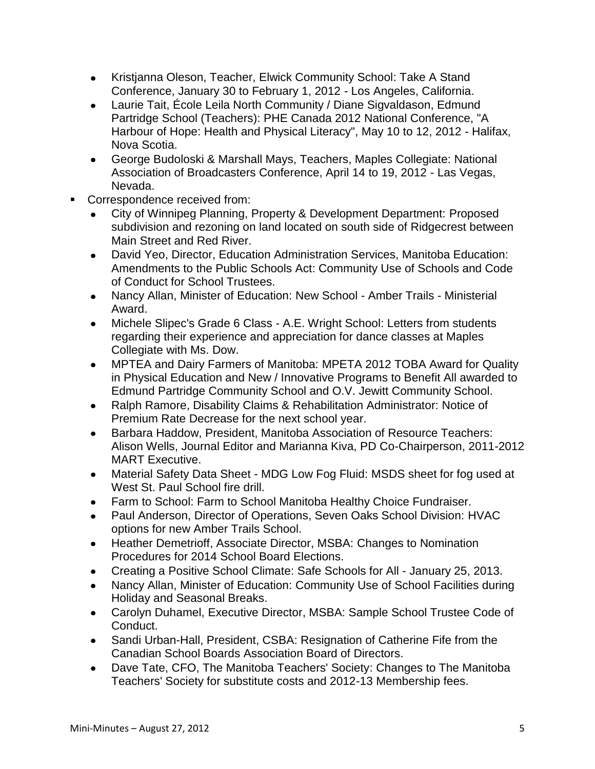- Kristjanna Oleson, Teacher, Elwick Community School: Take A Stand Conference, January 30 to February 1, 2012 - Los Angeles, California.
- Laurie Tait, École Leila North Community / Diane Sigvaldason, Edmund Partridge School (Teachers): PHE Canada 2012 National Conference, "A Harbour of Hope: Health and Physical Literacy", May 10 to 12, 2012 - Halifax, Nova Scotia.
- George Budoloski & Marshall Mays, Teachers, Maples Collegiate: National Association of Broadcasters Conference, April 14 to 19, 2012 - Las Vegas, Nevada.

- Correspondence received from:
  - City of Winnipeg Planning, Property & Development Department: Proposed subdivision and rezoning on land located on south side of Ridgecrest between Main Street and Red River.
  - David Yeo, Director, Education Administration Services, Manitoba Education: Amendments to the Public Schools Act: Community Use of Schools and Code of Conduct for School Trustees.
  - Nancy Allan, Minister of Education: New School - Amber Trails - Ministerial Award.
  - Michele Slipec's Grade 6 Class - A.E. Wright School: Letters from students regarding their experience and appreciation for dance classes at Maples Collegiate with Ms. Dow.
  - MPTEA and Dairy Farmers of Manitoba: MPETA 2012 TOBA Award for Quality in Physical Education and New / Innovative Programs to Benefit All awarded to Edmund Partridge Community School and O.V. Jewitt Community School.
  - Ralph Ramore, Disability Claims & Rehabilitation Administrator: Notice of Premium Rate Decrease for the next school year.
  - Barbara Haddow, President, Manitoba Association of Resource Teachers: Alison Wells, Journal Editor and Marianna Kiva, PD Co-Chairperson, 2011-2012 MART Executive.
  - Material Safety Data Sheet - MDG Low Fog Fluid: MSDS sheet for fog used at West St. Paul School fire drill.
  - Farm to School: Farm to School Manitoba Healthy Choice Fundraiser.
  - Paul Anderson, Director of Operations, Seven Oaks School Division: HVAC options for new Amber Trails School.
  - Heather Demetrioff, Associate Director, MSBA: Changes to Nomination Procedures for 2014 School Board Elections.
  - Creating a Positive School Climate: Safe Schools for All - January 25, 2013.
  - Nancy Allan, Minister of Education: Community Use of School Facilities during Holiday and Seasonal Breaks.
  - Carolyn Duhamel, Executive Director, MSBA: Sample School Trustee Code of Conduct.
  - Sandi Urban-Hall, President, CSBA: Resignation of Catherine Fife from the Canadian School Boards Association Board of Directors.
  - Dave Tate, CFO, The Manitoba Teachers' Society: Changes to The Manitoba Teachers' Society for substitute costs and 2012-13 Membership fees.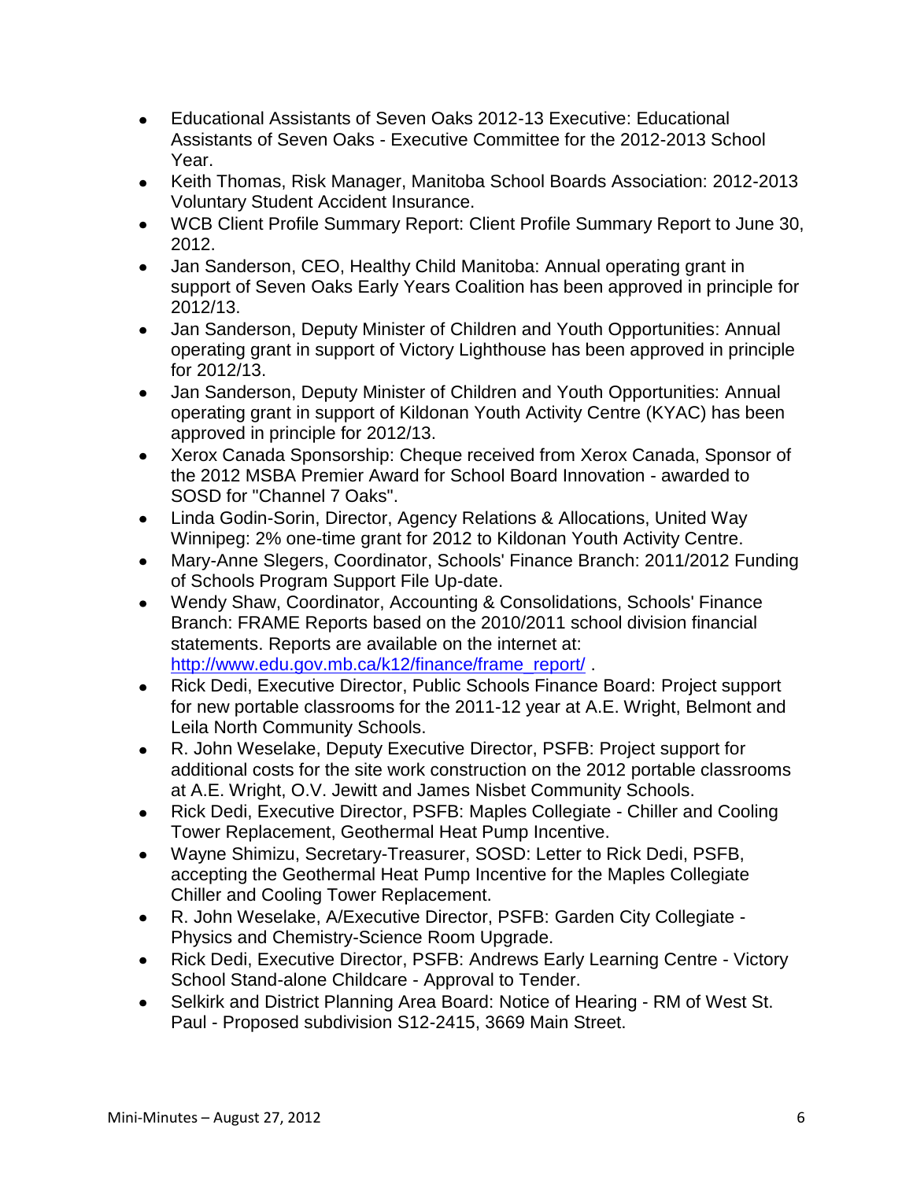- Educational Assistants of Seven Oaks 2012-13 Executive: Educational Assistants of Seven Oaks - Executive Committee for the 2012-2013 School Year.
- Keith Thomas, Risk Manager, Manitoba School Boards Association: 2012-2013 Voluntary Student Accident Insurance.
- WCB Client Profile Summary Report: Client Profile Summary Report to June 30, 2012.
- Jan Sanderson, CEO, Healthy Child Manitoba: Annual operating grant in support of Seven Oaks Early Years Coalition has been approved in principle for 2012/13.
- Jan Sanderson, Deputy Minister of Children and Youth Opportunities: Annual operating grant in support of Victory Lighthouse has been approved in principle for 2012/13.
- Jan Sanderson, Deputy Minister of Children and Youth Opportunities: Annual operating grant in support of Kildonan Youth Activity Centre (KYAC) has been approved in principle for 2012/13.
- Xerox Canada Sponsorship: Cheque received from Xerox Canada, Sponsor of the 2012 MSBA Premier Award for School Board Innovation - awarded to SOSD for "Channel 7 Oaks".
- Linda Godin-Sorin, Director, Agency Relations & Allocations, United Way Winnipeg: 2% one-time grant for 2012 to Kildonan Youth Activity Centre.
- Mary-Anne Slegers, Coordinator, Schools' Finance Branch: 2011/2012 Funding of Schools Program Support File Up-date.
- Wendy Shaw, Coordinator, Accounting & Consolidations, Schools' Finance Branch: FRAME Reports based on the 2010/2011 school division financial statements. Reports are available on the internet at: [http://www.edu.gov.mb.ca/k12/finance/frame_report/](http://www.edu.gov.mb.ca/k12/finance/frame_report/) .
- Rick Dedi, Executive Director, Public Schools Finance Board: Project support for new portable classrooms for the 2011-12 year at A.E. Wright, Belmont and Leila North Community Schools.
- R. John Weselake, Deputy Executive Director, PSFB: Project support for additional costs for the site work construction on the 2012 portable classrooms at A.E. Wright, O.V. Jewitt and James Nisbet Community Schools.
- Rick Dedi, Executive Director, PSFB: Maples Collegiate - Chiller and Cooling Tower Replacement, Geothermal Heat Pump Incentive.
- Wayne Shimizu, Secretary-Treasurer, SOSD: Letter to Rick Dedi, PSFB, accepting the Geothermal Heat Pump Incentive for the Maples Collegiate Chiller and Cooling Tower Replacement.
- R. John Weselake, A/Executive Director, PSFB: Garden City Collegiate - Physics and Chemistry-Science Room Upgrade.
- Rick Dedi, Executive Director, PSFB: Andrews Early Learning Centre - Victory School Stand-alone Childcare - Approval to Tender.
- Selkirk and District Planning Area Board: Notice of Hearing - RM of West St. Paul - Proposed subdivision S12-2415, 3669 Main Street.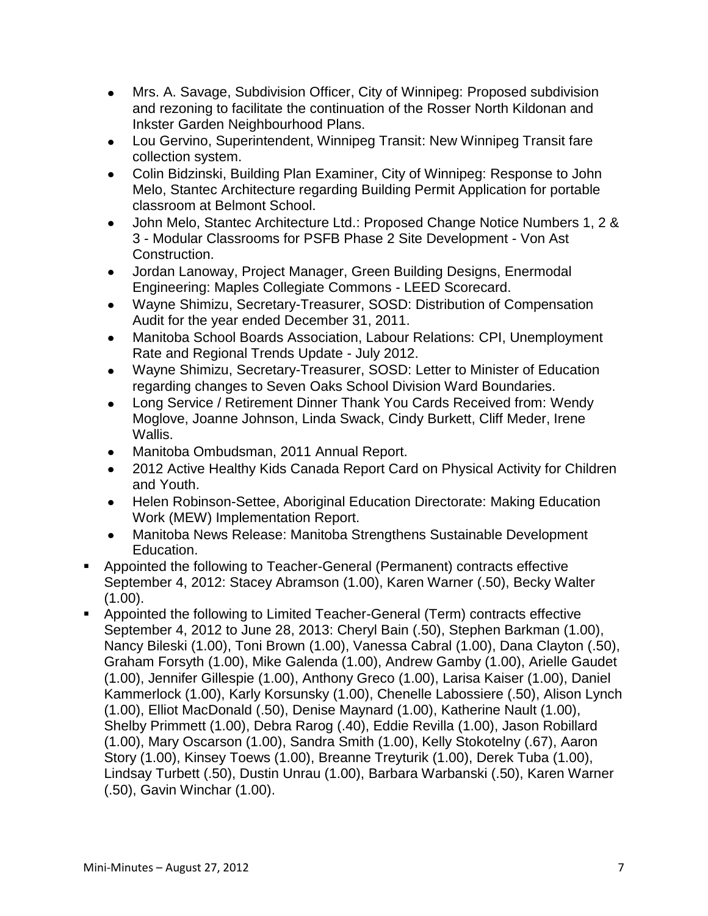- Mrs. A. Savage, Subdivision Officer, City of Winnipeg: Proposed subdivision and rezoning to facilitate the continuation of the Rosser North Kildonan and Inkster Garden Neighbourhood Plans.
    - Lou Gervino, Superintendent, Winnipeg Transit: New Winnipeg Transit fare collection system.
    - Colin Bidzinski, Building Plan Examiner, City of Winnipeg: Response to John Melo, Stantec Architecture regarding Building Permit Application for portable classroom at Belmont School.
    - John Melo, Stantec Architecture Ltd.: Proposed Change Notice Numbers 1, 2 & 3 - Modular Classrooms for PSFB Phase 2 Site Development - Von Ast Construction.
    - Jordan Lanoway, Project Manager, Green Building Designs, Enermodal Engineering: Maples Collegiate Commons - LEED Scorecard.
    - Wayne Shimizu, Secretary-Treasurer, SOSD: Distribution of Compensation Audit for the year ended December 31, 2011.
    - Manitoba School Boards Association, Labour Relations: CPI, Unemployment Rate and Regional Trends Update - July 2012.
    - Wayne Shimizu, Secretary-Treasurer, SOSD: Letter to Minister of Education regarding changes to Seven Oaks School Division Ward Boundaries.
    - Long Service / Retirement Dinner Thank You Cards Received from: Wendy Moglove, Joanne Johnson, Linda Swack, Cindy Burkett, Cliff Meder, Irene Wallis.
    - Manitoba Ombudsman, 2011 Annual Report.
    - 2012 Active Healthy Kids Canada Report Card on Physical Activity for Children and Youth.
    - Helen Robinson-Settee, Aboriginal Education Directorate: Making Education Work (MEW) Implementation Report.
    - Manitoba News Release: Manitoba Strengthens Sustainable Development Education.
- Appointed the following to Teacher-General (Permanent) contracts effective September 4, 2012: Stacey Abramson (1.00), Karen Warner (.50), Becky Walter (1.00).
- Appointed the following to Limited Teacher-General (Term) contracts effective September 4, 2012 to June 28, 2013: Cheryl Bain (.50), Stephen Barkman (1.00), Nancy Bileski (1.00), Toni Brown (1.00), Vanessa Cabral (1.00), Dana Clayton (.50), Graham Forsyth (1.00), Mike Galenda (1.00), Andrew Gamby (1.00), Arielle Gaudet (1.00), Jennifer Gillespie (1.00), Anthony Greco (1.00), Larisa Kaiser (1.00), Daniel Kammerlock (1.00), Karly Korsunsky (1.00), Chenelle Labossiere (.50), Alison Lynch (1.00), Elliot MacDonald (.50), Denise Maynard (1.00), Katherine Nault (1.00), Shelby Primmett (1.00), Debra Rarog (.40), Eddie Revilla (1.00), Jason Robillard (1.00), Mary Oscarson (1.00), Sandra Smith (1.00), Kelly Stokotelny (.67), Aaron Story (1.00), Kinsey Toews (1.00), Breanne Treyturik (1.00), Derek Tuba (1.00), Lindsay Turbett (.50), Dustin Unrau (1.00), Barbara Warbanski (.50), Karen Warner (.50), Gavin Winchar (1.00).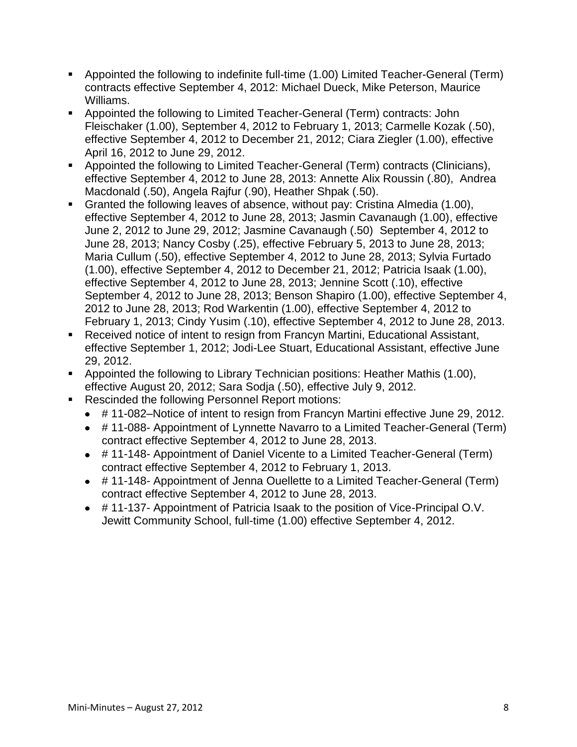- Appointed the following to indefinite full-time (1.00) Limited Teacher-General (Term) contracts effective September 4, 2012: Michael Dueck, Mike Peterson, Maurice Williams.
- Appointed the following to Limited Teacher-General (Term) contracts: John Fleischaker (1.00), September 4, 2012 to February 1, 2013; Carmelle Kozak (.50), effective September 4, 2012 to December 21, 2012; Ciara Ziegler (1.00), effective April 16, 2012 to June 29, 2012.
- Appointed the following to Limited Teacher-General (Term) contracts (Clinicians), effective September 4, 2012 to June 28, 2013: Annette Alix Roussin (.80), Andrea Macdonald (.50), Angela Rajfur (.90), Heather Shpak (.50).
- Granted the following leaves of absence, without pay: Cristina Almedia (1.00), effective September 4, 2012 to June 28, 2013; Jasmin Cavanaugh (1.00), effective June 2, 2012 to June 29, 2012; Jasmine Cavanaugh (.50) September 4, 2012 to June 28, 2013; Nancy Cosby (.25), effective February 5, 2013 to June 28, 2013; Maria Cullum (.50), effective September 4, 2012 to June 28, 2013; Sylvia Furtado (1.00), effective September 4, 2012 to December 21, 2012; Patricia Isaak (1.00), effective September 4, 2012 to June 28, 2013; Jennine Scott (.10), effective September 4, 2012 to June 28, 2013; Benson Shapiro (1.00), effective September 4, 2012 to June 28, 2013; Rod Warkentin (1.00), effective September 4, 2012 to February 1, 2013; Cindy Yusim (.10), effective September 4, 2012 to June 28, 2013.
- Received notice of intent to resign from Francyn Martini, Educational Assistant, effective September 1, 2012; Jodi-Lee Stuart, Educational Assistant, effective June 29, 2012.
- Appointed the following to Library Technician positions: Heather Mathis (1.00), effective August 20, 2012; Sara Sodja (.50), effective July 9, 2012.
- Rescinded the following Personnel Report motions:
  - # 11-082–Notice of intent to resign from Francyn Martini effective June 29, 2012.
  - # 11-088- Appointment of Lynnette Navarro to a Limited Teacher-General (Term) contract effective September 4, 2012 to June 28, 2013.
  - # 11-148- Appointment of Daniel Vicente to a Limited Teacher-General (Term) contract effective September 4, 2012 to February 1, 2013.
  - # 11-148- Appointment of Jenna Ouellette to a Limited Teacher-General (Term) contract effective September 4, 2012 to June 28, 2013.
  - # 11-137- Appointment of Patricia Isaak to the position of Vice-Principal O.V. Jewitt Community School, full-time (1.00) effective September 4, 2012.